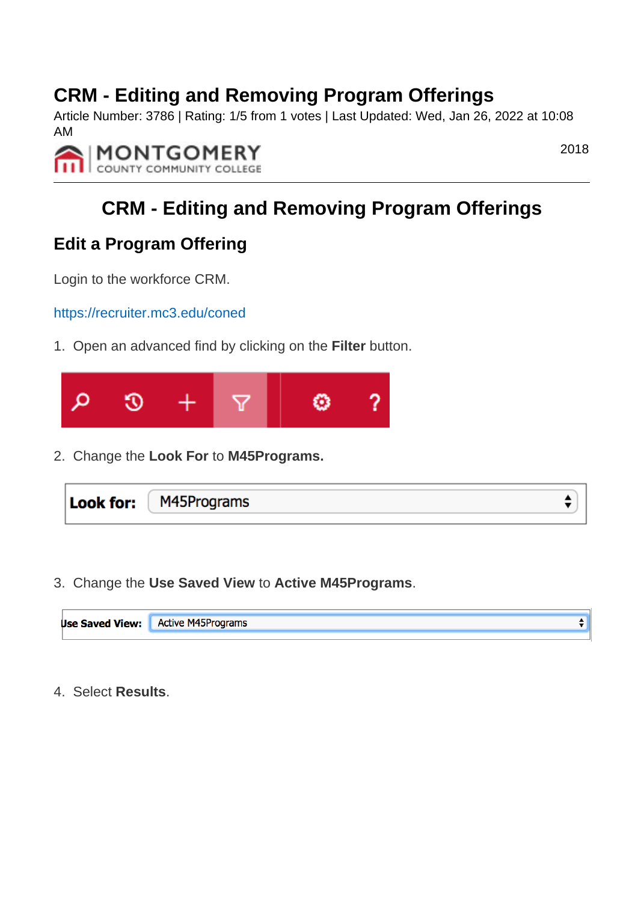# CRM - Editing and Removing Program Offerings

Article Number: 3786 | Rating: 1/5 from 1 votes | Last Updated: Wed, Jan 26, 2022 at 10:08 AM

MONTGOMERY COUNTY COMMUNITY COLLEGE

2018

## CRM - Editing and Removing Program Offerings

### Edit a Program Offering

Login to the workforce CRM.

https://recruiter.mc3.edu/coned

1. Open an advanced find by clicking on the **Filter** button.

2. Change the **Look For** to **M45Programs.**

Look for: M45Programs

3. Change the **Use Saved View** to **Active M45Programs**.

Use Saved View: Active M45Programs

4. Select **Results**.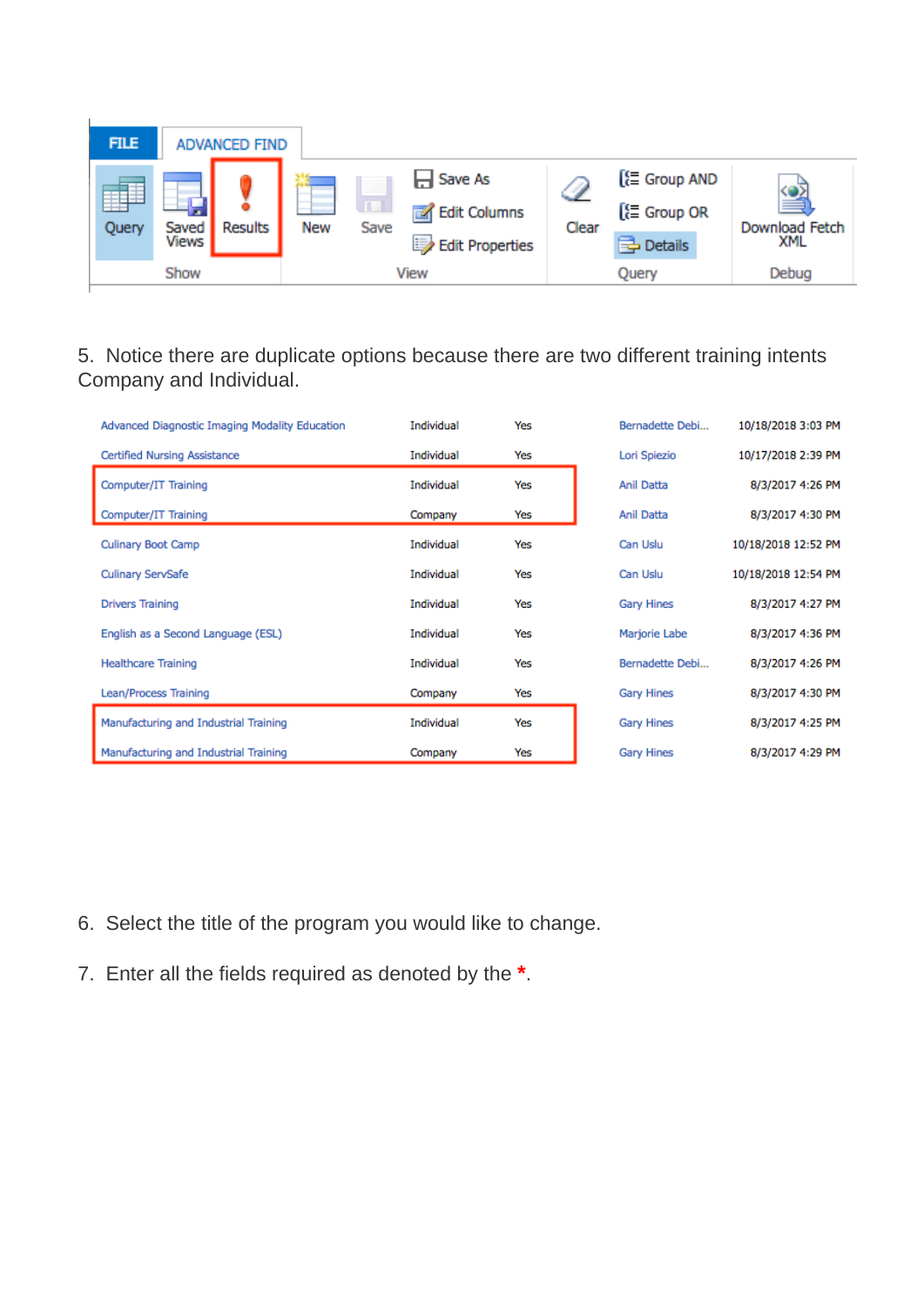FILE | ADVANCED FIND

Query | Saved Views | Results | New | Save | Save As | Edit Columns | Edit Properties | Clear | Group AND | Group OR | Details | Download Fetch XML

Show | View | Query | Debug

5. Notice there are duplicate options because there are two different training intents Company and Individual.

| | | | | |
|---|---|---|---|---|
| Advanced Diagnostic Imaging Modality Education | Individual | Yes | Bernadette Debi... | 10/18/2018 3:03 PM |
| Certified Nursing Assistance | Individual | Yes | Lori Spiezio | 10/17/2018 2:39 PM |
| Computer/IT Training | Individual | Yes | Anil Datta | 8/3/2017 4:26 PM |
| Computer/IT Training | Company | Yes | Anil Datta | 8/3/2017 4:30 PM |
| Culinary Boot Camp | Individual | Yes | Can Uslu | 10/18/2018 12:52 PM |
| Culinary ServSafe | Individual | Yes | Can Uslu | 10/18/2018 12:54 PM |
| Drivers Training | Individual | Yes | Gary Hines | 8/3/2017 4:27 PM |
| English as a Second Language (ESL) | Individual | Yes | Marjorie Labe | 8/3/2017 4:36 PM |
| Healthcare Training | Individual | Yes | Bernadette Debi... | 8/3/2017 4:26 PM |
| Lean/Process Training | Company | Yes | Gary Hines | 8/3/2017 4:30 PM |
| Manufacturing and Industrial Training | Individual | Yes | Gary Hines | 8/3/2017 4:25 PM |
| Manufacturing and Industrial Training | Company | Yes | Gary Hines | 8/3/2017 4:29 PM |

6. Select the title of the program you would like to change.

7. Enter all the fields required as denoted by the *.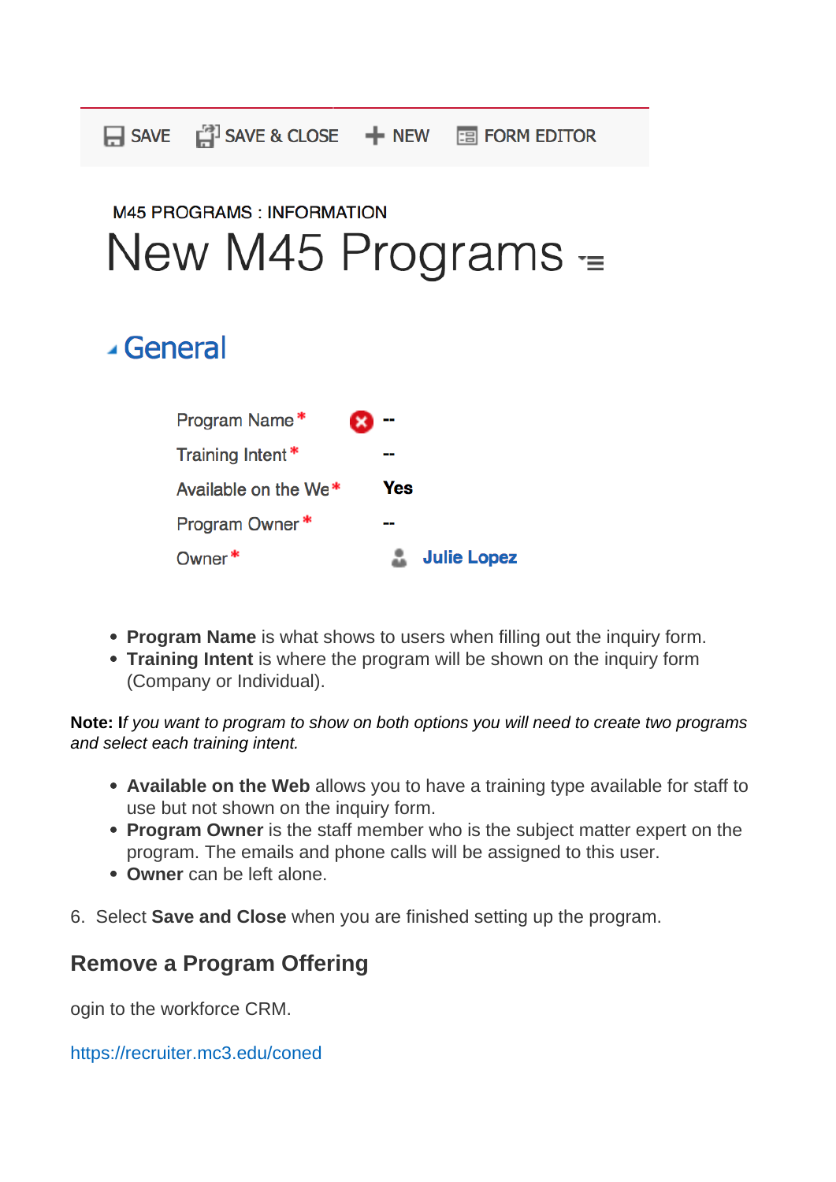SAVE | SAVE & CLOSE | NEW | FORM EDITOR

M45 PROGRAMS : INFORMATION

New M45 Programs

General

| | |
|---|---|
| Program Name* | -- |
| Training Intent* | -- |
| Available on the We* | Yes |
| Program Owner* | -- |
| Owner* | Julie Lopez |

- **Program Name** is what shows to users when filling out the inquiry form.
- **Training Intent** is where the program will be shown on the inquiry form (Company or Individual).

**Note: I***f you want to program to show on both options you will need to create two programs and select each training intent.*

- **Available on the Web** allows you to have a training type available for staff to use but not shown on the inquiry form.
- **Program Owner** is the staff member who is the subject matter expert on the program. The emails and phone calls will be assigned to this user.
- **Owner** can be left alone.

6. Select **Save and Close** when you are finished setting up the program.

## Remove a Program Offering

ogin to the workforce CRM.

https://recruiter.mc3.edu/coned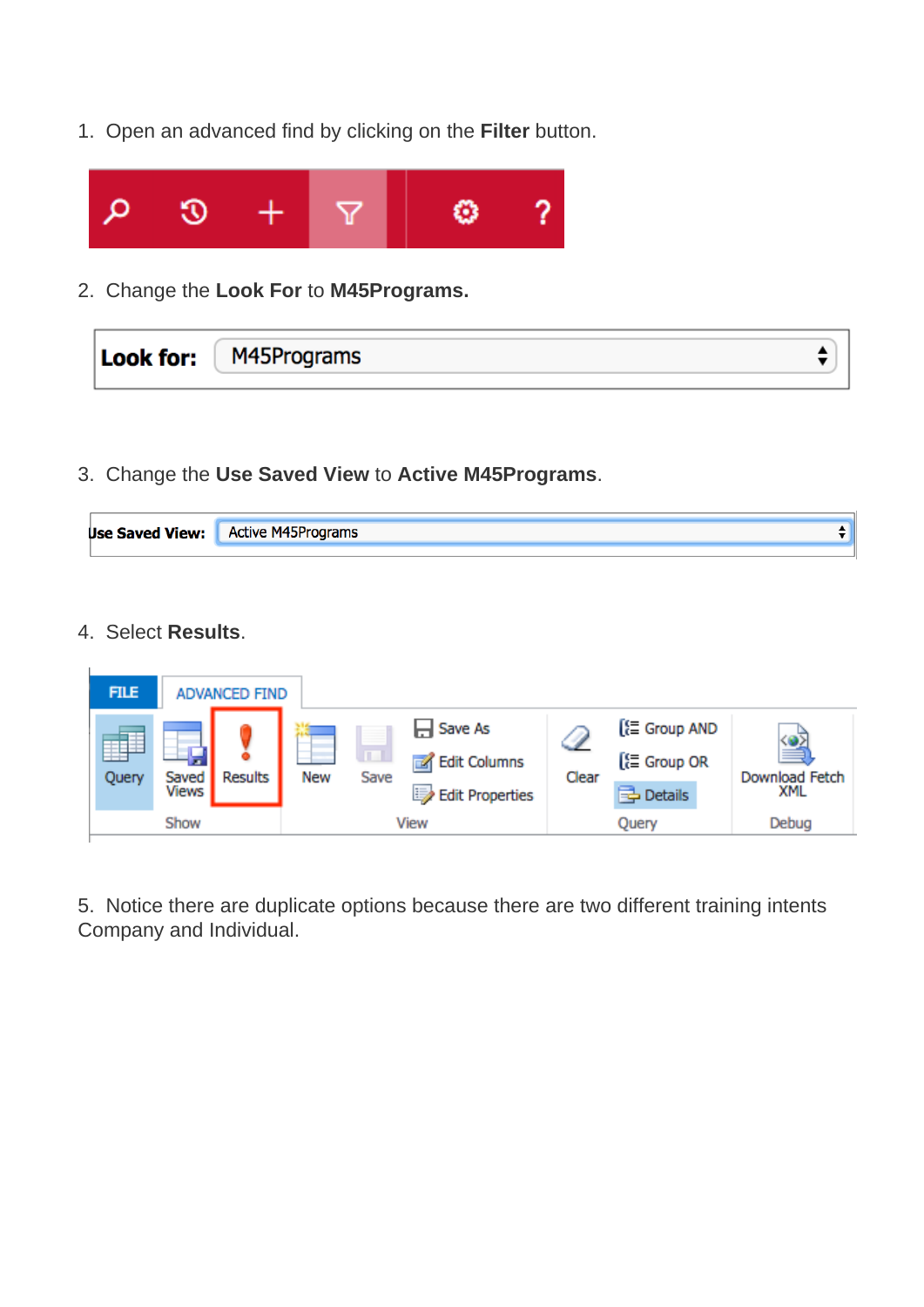1. Open an advanced find by clicking on the **Filter** button.

2. Change the **Look For** to **M45Programs.**

Look for: M45Programs

3. Change the **Use Saved View** to **Active M45Programs**.

Use Saved View: Active M45Programs

4. Select **Results**.

FILE | ADVANCED FIND

Query | Saved Views | Results | New | Save | Save As | Edit Columns | Edit Properties | Clear | Group AND | Group OR | Details | Download Fetch XML

Show | View | Query | Debug

5. Notice there are duplicate options because there are two different training intents Company and Individual.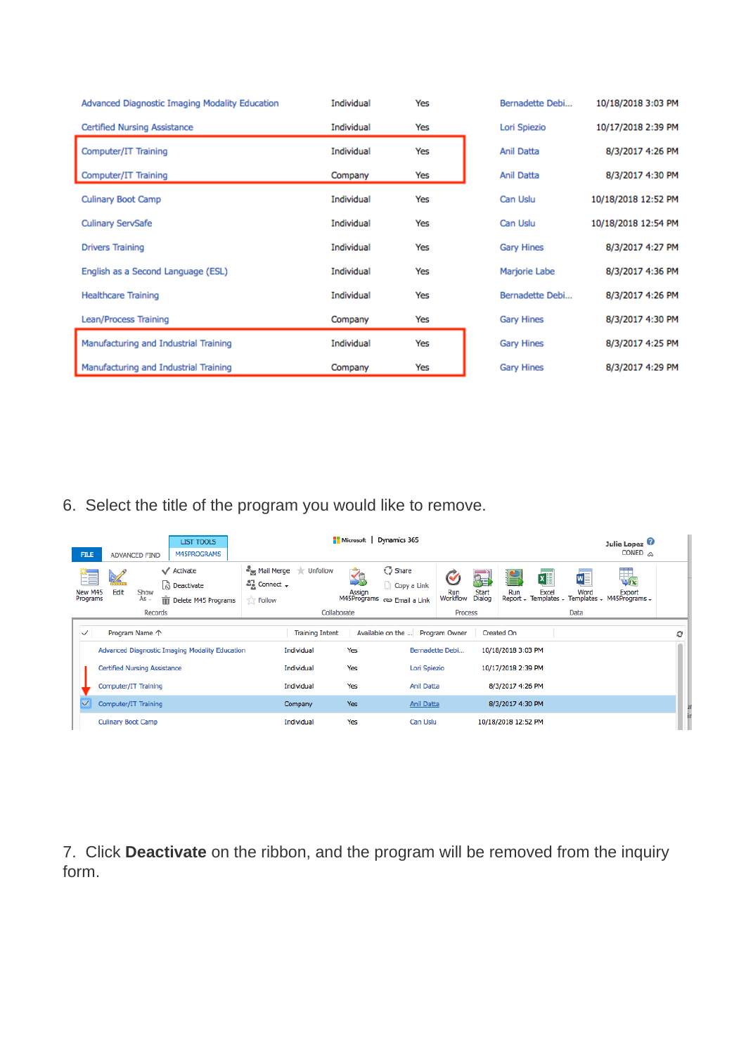| | | | | |
|---|---|---|---|---|
| Advanced Diagnostic Imaging Modality Education | Individual | Yes | Bernadette Debi... | 10/18/2018 3:03 PM |
| Certified Nursing Assistance | Individual | Yes | Lori Spiezio | 10/17/2018 2:39 PM |
| Computer/IT Training | Individual | Yes | Anil Datta | 8/3/2017 4:26 PM |
| Computer/IT Training | Company | Yes | Anil Datta | 8/3/2017 4:30 PM |
| Culinary Boot Camp | Individual | Yes | Can Uslu | 10/18/2018 12:52 PM |
| Culinary ServSafe | Individual | Yes | Can Uslu | 10/18/2018 12:54 PM |
| Drivers Training | Individual | Yes | Gary Hines | 8/3/2017 4:27 PM |
| English as a Second Language (ESL) | Individual | Yes | Marjorie Labe | 8/3/2017 4:36 PM |
| Healthcare Training | Individual | Yes | Bernadette Debi... | 8/3/2017 4:26 PM |
| Lean/Process Training | Company | Yes | Gary Hines | 8/3/2017 4:30 PM |
| Manufacturing and Industrial Training | Individual | Yes | Gary Hines | 8/3/2017 4:25 PM |
| Manufacturing and Industrial Training | Company | Yes | Gary Hines | 8/3/2017 4:29 PM |

6. Select the title of the program you would like to remove.

| Program Name | Training Intent | Available on the ... | Program Owner | Created On |
|---|---|---|---|---|
| Advanced Diagnostic Imaging Modality Education | Individual | Yes | Bernadette Debi... | 10/18/2018 3:03 PM |
| Certified Nursing Assistance | Individual | Yes | Lori Spiezio | 10/17/2018 2:39 PM |
| Computer/IT Training | Individual | Yes | Anil Datta | 8/3/2017 4:26 PM |
| Computer/IT Training | Company | Yes | Anil Datta | 8/3/2017 4:30 PM |
| Culinary Boot Camp | Individual | Yes | Can Uslu | 10/18/2018 12:52 PM |

7. Click **Deactivate** on the ribbon, and the program will be removed from the inquiry form.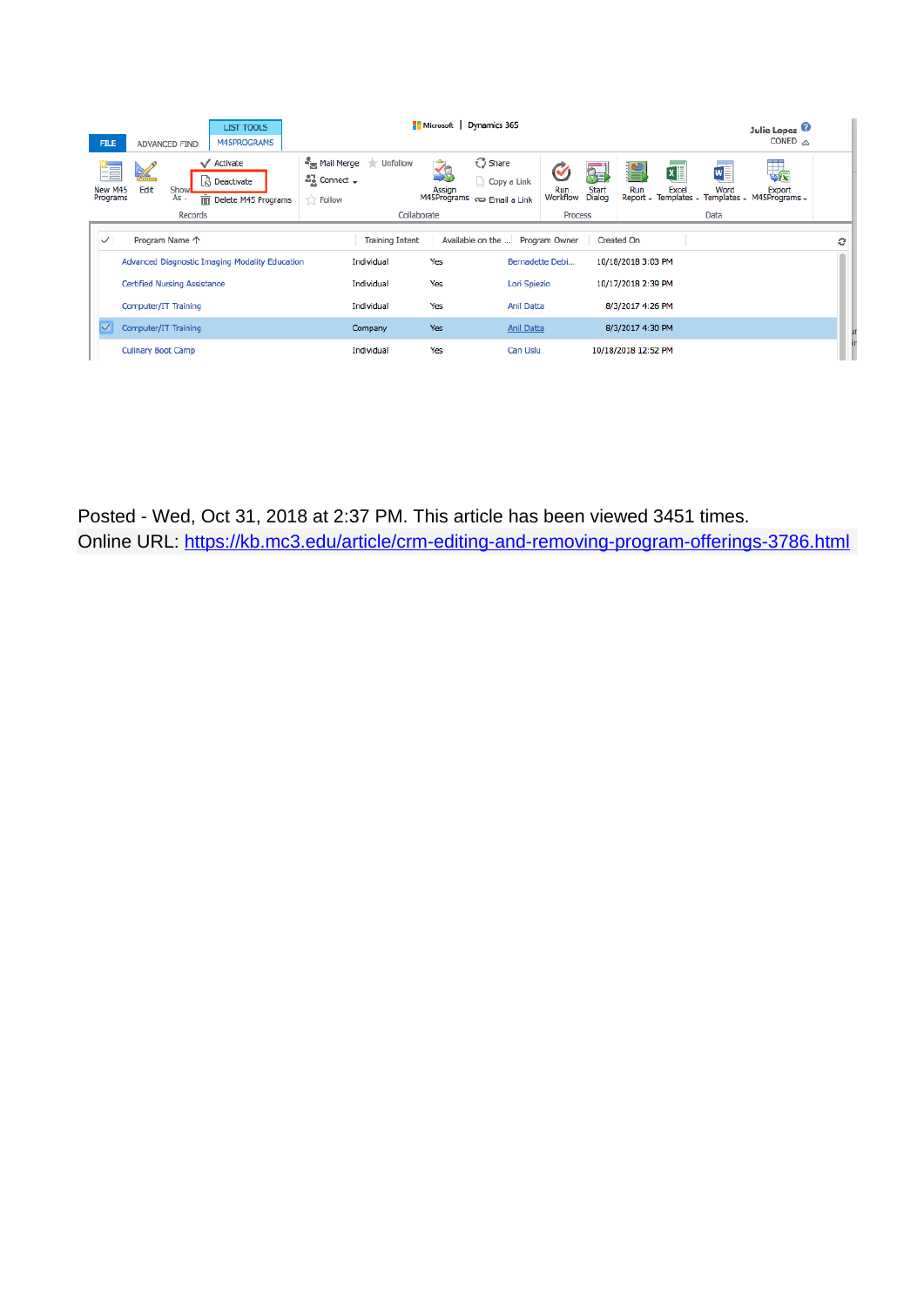Posted - Wed, Oct 31, 2018 at 2:37 PM. This article has been viewed 3451 times.

Online URL: https://kb.mc3.edu/article/crm-editing-and-removing-program-offerings-3786.html